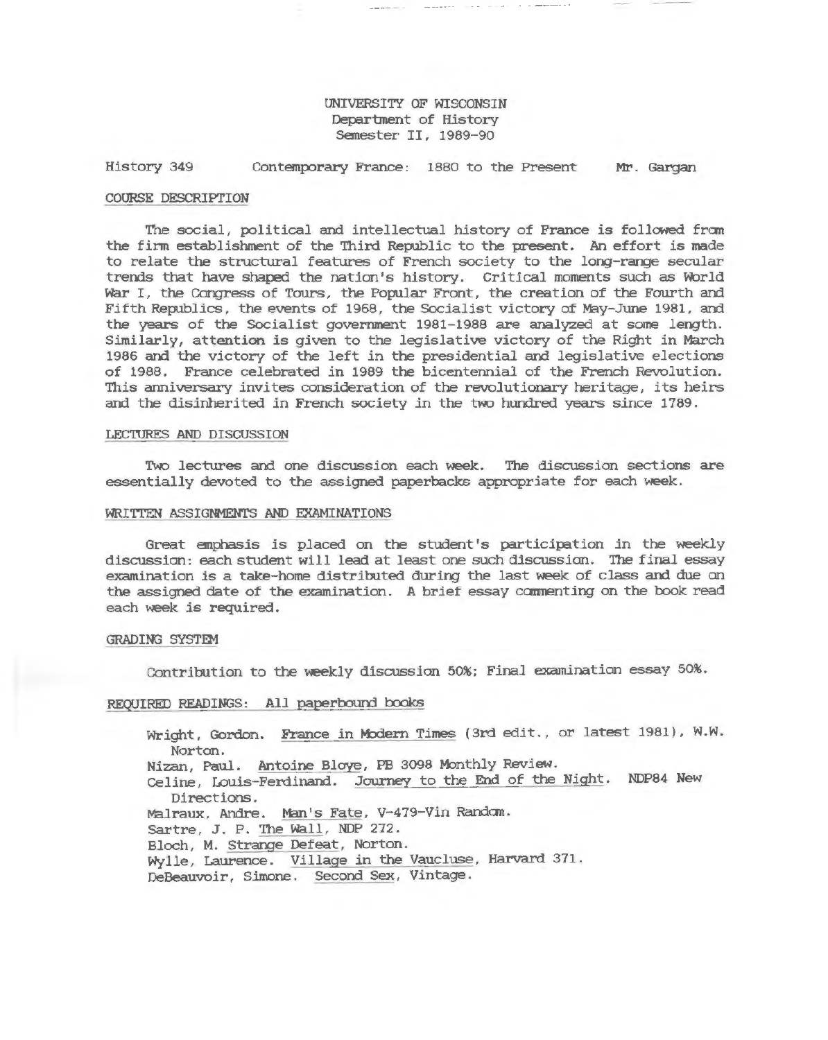UNIVERSITY OF WISCONSIN
Department of History
Semester II, 1989-90

History 349 Contemporary France: 1880 to the Present Mr. Gargan

## COURSE DESCRIPTION

The social, political and intellectual history of France is followed from the firm establishment of the Third Republic to the present. An effort is made to relate the structural features of French society to the long-range secular trends that have shaped the nation's history. Critical moments such as World War I, the Congress of Tours, the Popular Front, the creation of the Fourth and Fifth Republics, the events of 1968, the Socialist victory of May-June 1981, and the years of the Socialist government 1981-1988 are analyzed at some length. Similarly, attention is given to the legislative victory of the Right in March 1986 and the victory of the left in the presidential and legislative elections of 1988. France celebrated in 1989 the bicentennial of the French Revolution. This anniversary invites consideration of the revolutionary heritage, its heirs and the disinherited in French society in the two hundred years since 1789.

## LECTURES AND DISCUSSION

Two lectures and one discussion each week. The discussion sections are essentially devoted to the assigned paperbacks appropriate for each week.

## WRITTEN ASSIGNMENTS AND EXAMINATIONS

Great emphasis is placed on the student's participation in the weekly discussion: each student will lead at least one such discussion. The final essay examination is a take-home distributed during the last week of class and due on the assigned date of the examination. A brief essay commenting on the book read each week is required.

## GRADING SYSTEM

Contribution to the weekly discussion 50%; Final examination essay 50%.

## REQUIRED READINGS: All paperbound books

Wright, Gordon. France in Modern Times (3rd edit., or latest 1981), W.W. Norton.
Nizan, Paul. Antoine Bloye, PB 3098 Monthly Review.
Celine, Louis-Ferdinand. Journey to the End of the Night. NDP84 New Directions.
Malraux, Andre. Man's Fate, V-479-Vin Random.
Sartre, J. P. The Wall, NDP 272.
Bloch, M. Strange Defeat, Norton.
Wylle, Laurence. Village in the Vaucluse, Harvard 371.
DeBeauvoir, Simone. Second Sex, Vintage.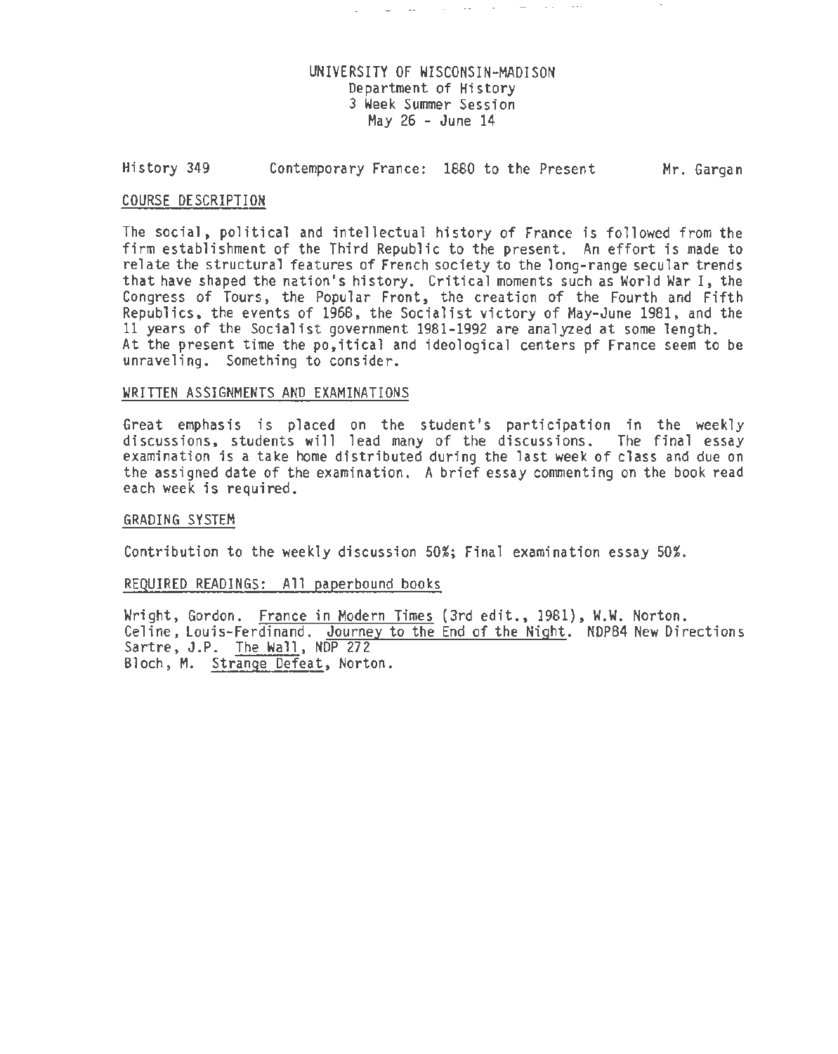UNIVERSITY OF WISCONSIN-MADISON
Department of History
3 Week Summer Session
May 26 - June 14

History 349 Contemporary France: 1880 to the Present Mr. Gargan

## COURSE DESCRIPTION

The social, political and intellectual history of France is followed from the firm establishment of the Third Republic to the present. An effort is made to relate the structural features of French society to the long-range secular trends that have shaped the nation's history. Critical moments such as World War I, the Congress of Tours, the Popular Front, the creation of the Fourth and Fifth Republics, the events of 1968, the Socialist victory of May-June 1981, and the 11 years of the Socialist government 1981-1992 are analyzed at some length. At the present time the po,itical and ideological centers pf France seem to be unraveling. Something to consider.

## WRITTEN ASSIGNMENTS AND EXAMINATIONS

Great emphasis is placed on the student's participation in the weekly discussions, students will lead many of the discussions. The final essay examination is a take home distributed during the last week of class and due on the assigned date of the examination. A brief essay commenting on the book read each week is required.

## GRADING SYSTEM

Contribution to the weekly discussion 50%; Final examination essay 50%.

## REQUIRED READINGS: All paperbound books

Wright, Gordon. France in Modern Times (3rd edit., 1981), W.W. Norton.
Celine, Louis-Ferdinand. Journey to the End of the Night. NDP84 New Directions
Sartre, J.P. The Wall, NDP 272
Bloch, M. Strange Defeat, Norton.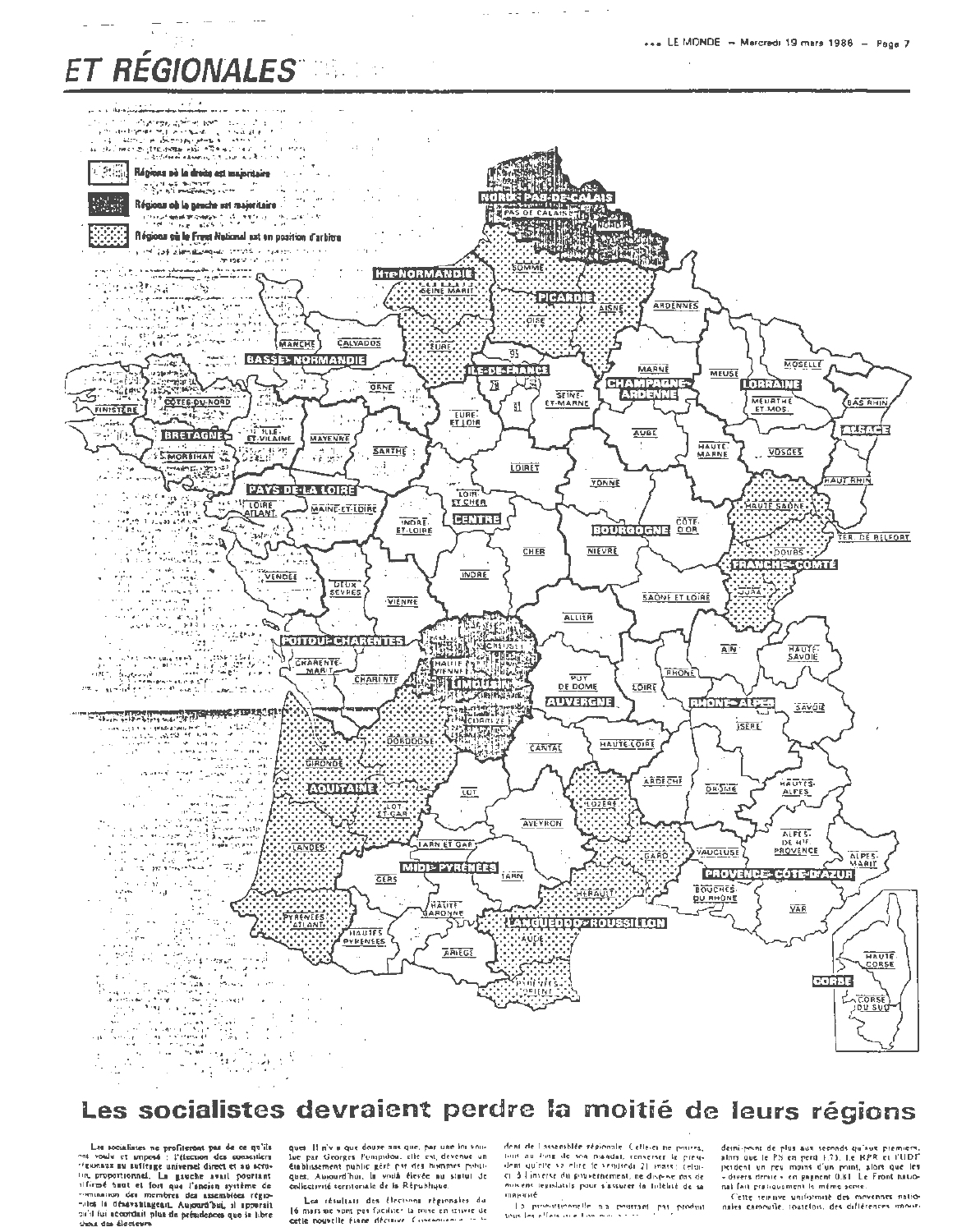# ET RÉGIONALES

Régions où la droite est majoritaire

Régions où la gauche est majoritaire

Régions où le Front National est en position d'arbitre

NORD-PAS-DE-CALAIS

PAS DE CALAIS

NORD

Hte-NORMANDIE

SEINE MARIT.

SOMME

PICARDIE

OISE

AISNE

ARDENNES

MANCHE

CALVADOS

BASSE-NORMANDIE

EURE

ILE-DE-FRANCE

MARNE

MEUSE

MOSELLE

FINISTERE

COTES-DU-NORD

ORNE

EURE ET LOIR

SEINE-ET-MARNE

CHAMPAGNE-ARDENNE

LORRAINE

BAS RHIN

BRETAGNE

ILLE ET VILAINE

MAYENNE

SARTHE

AUBE

HAUTE MARNE

MEURTHE ET MOS.

VOSGES

ALSACE

MORBIHAN

LOIRET

YONNE

HAUT RHIN

PAYS-DE-LA-LOIRE

LOIR ET CHER

LOIRE ATLANT.

MAINE-ET-LOIRE

INDRE-ET-LOIRE

CENTRE

BOURGOGNE

COTE D'OR

HAUTE SAONE

TER. DE BELFORT

CHER

NIEVRE

DOUBS

VENDEE

DEUX SEVRES

VIENNE

INDRE

FRANCHE-COMTE

JURA

SAONE ET LOIRE

ALLIER

POITOU-CHARENTES

CREUSE

HAUTE VIENNE

CHARENTE-MARIT.

CHARENTE

LIMOUSIN

PUY DE DOME

LOIRE

RHONE

AIN

HAUTE-SAVOIE

AUVERGNE

RHONE-ALPES

SAVOIE

CORREZE

DORDOGNE

CANTAL

HAUTE LOIRE

ISERE

GIRONDE

AQUITAINE

LOT

LOT ET GAR.

LOZERE

ARDECHE

DROME

HAUTES-ALPES

AVEYRON

LANDES

TARN ET GAR.

GARD

VAUCLUSE

ALPES-DE-Hte-PROVENCE

ALPES-MARIT.

MIDI-PYRÉNÉES

GERS

TARN

PROVENCE-COTE-D'AZUR

HERAULT

BOUCHES DU RHONE

VAR

HAUTE GARONNE

PYRENEES ATLANT.

HAUTES PYRENEES

LANGUEDOC-ROUSSILLON

AUDE

ARIEGE

PYRENEES ORIENT.

HAUTE CORSE

CORSE

CORSE DU SUD

## Les socialistes devraient perdre la moitié de leurs régions

Les socialistes ne profiteront pas de ce qu'ils ont voulu et imposé : l'élection des conseillers régionaux au suffrage universel direct et au scrutin proportionnel. La gauche avait pourtant affirmé haut et fort que l'ancien système de nomination des membres des assemblées régionales la désavantageait. Aujourd'hui, il apparaît qu'il lui accordait plus de présidences que le libre choix des électeurs.

Il n'y a que douze ans que, par une loi voulue par Georges Pompidou, elle est devenue un établissement public géré par des hommes politiques. Aujourd'hui, la voilà élevée au statut de collectivité territoriale de la République.

Les résultats des élections régionales du 16 mars ne vont pas faciliter la mise en œuvre de cette nouvelle étape décisive. Conséquence de la ... dent de l'assemblée régionale. Celles-ci ne pourront, tout au long de son mandat, renverser le président qu'elle se sera élu le vendredi 21 mars : celui-ci, à l'inverse du gouvernement, ne dispose ne des moyens législatifs pour s'assurer la fidélité de sa majorité.

La proportionnelle n'a pourtant pas produit tous les effets que l'on ...

demi-point de plus aux seconds qu'aux premiers, alors que le PS en perd 1,73. Le RPR et l'UDF perdent un peu moins d'un point, alors que les « divers droite » en gagnent 0,81. Le Front national fait pratiquement le même score.

Cette relative uniformité des moyennes nationales camoufle, toutefois, des différences ...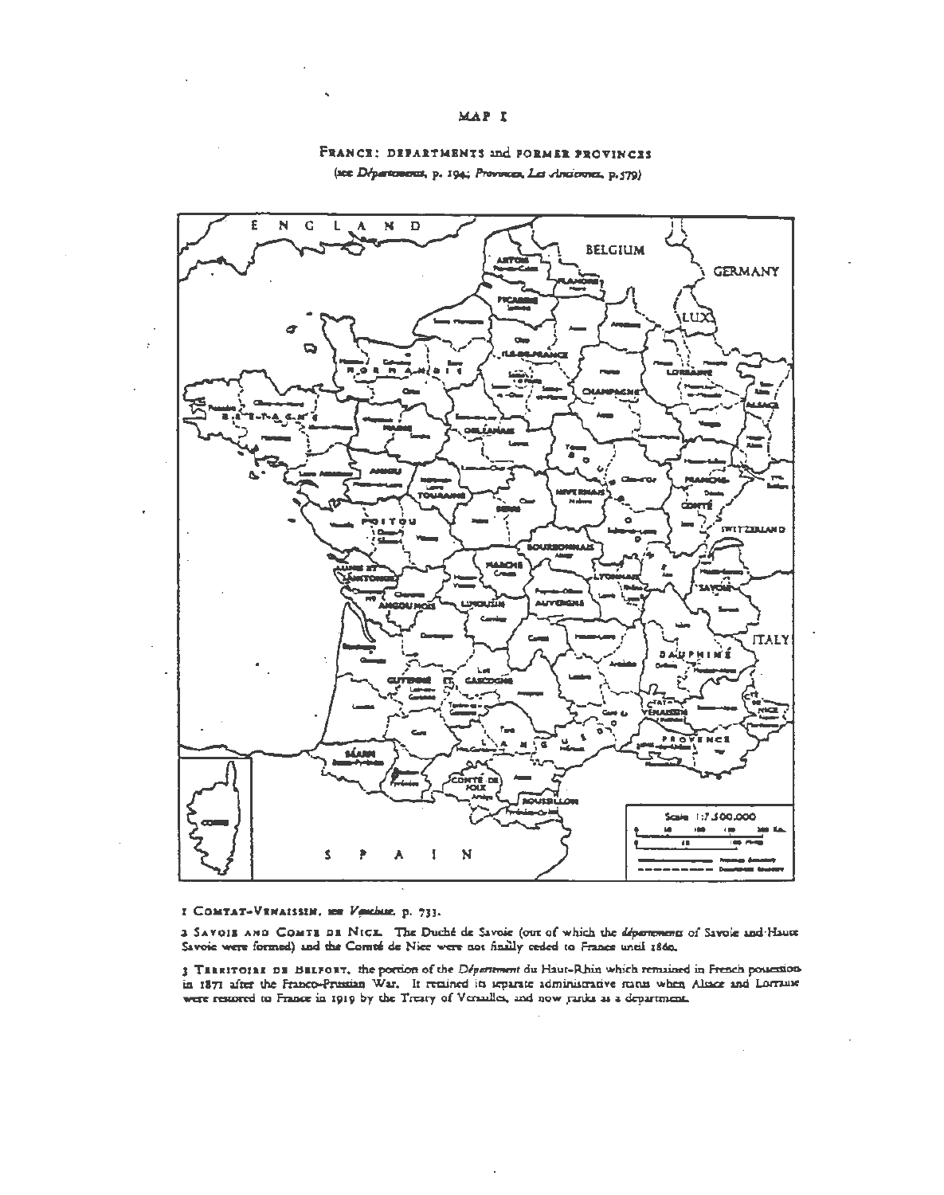MAP I

FRANCE: DEPARTMENTS and FORMER PROVINCES

(see *Départements*, p. 194; *Provinces, Les Anciennes*, p. 579)

1 COMTAT-VENAISSIN, see *Vaucluse*, p. 733.

2 SAVOIE AND COMTE DE NICE. The Duché de Savoie (out of which the *départements* of Savoie and Haute Savoie were formed) and the Comté de Nice were not finally ceded to France until 1860.

3 TERRITOIRE DE BELFORT, the portion of the *Département* du Haut-Rhin which remained in French possession in 1871 after the Franco-Prussian War. It retained its separate administrative status when Alsace and Lorraine were restored to France in 1919 by the Treaty of Versailles, and now ranks as a department.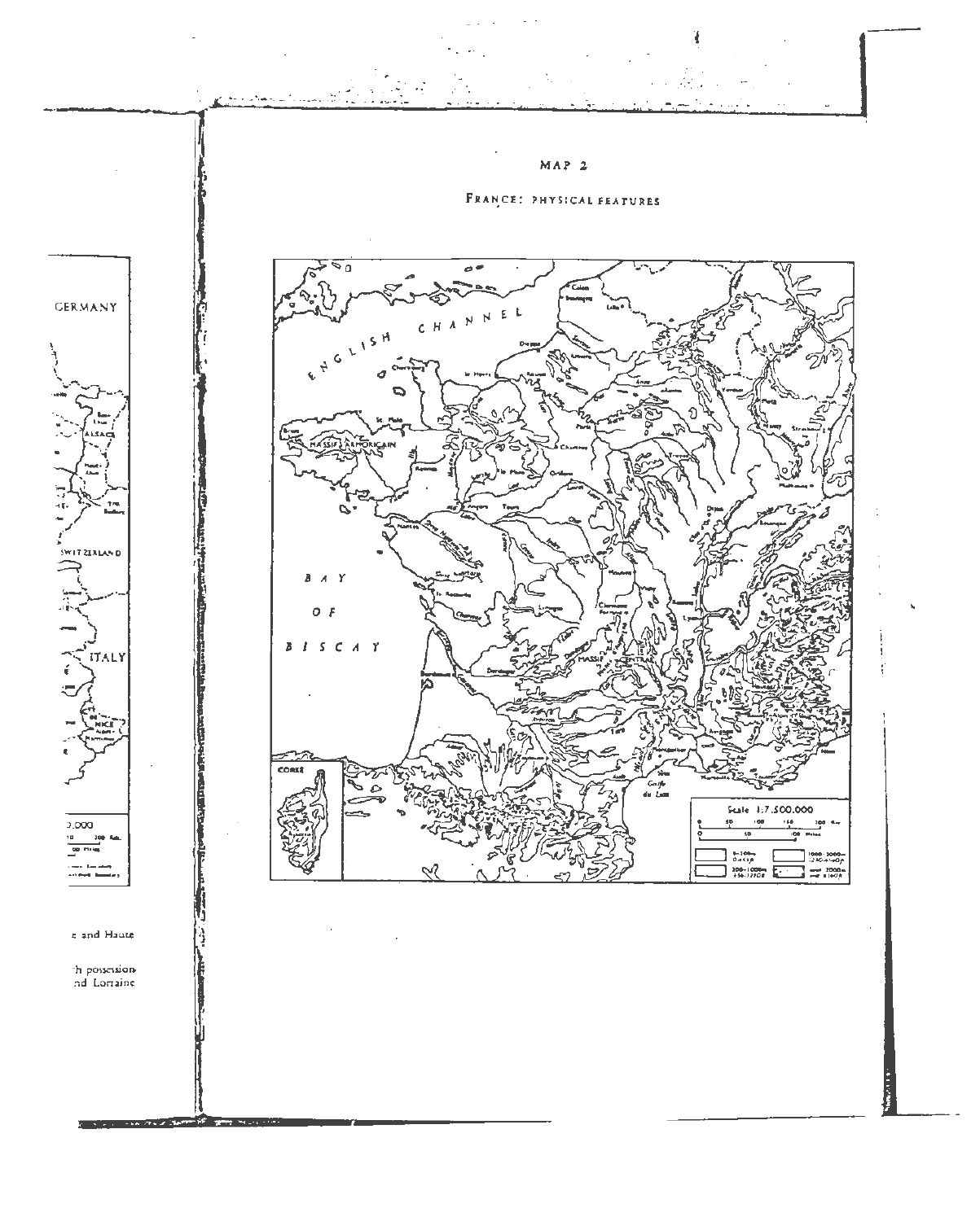MAP 2

FRANCE: PHYSICAL FEATURES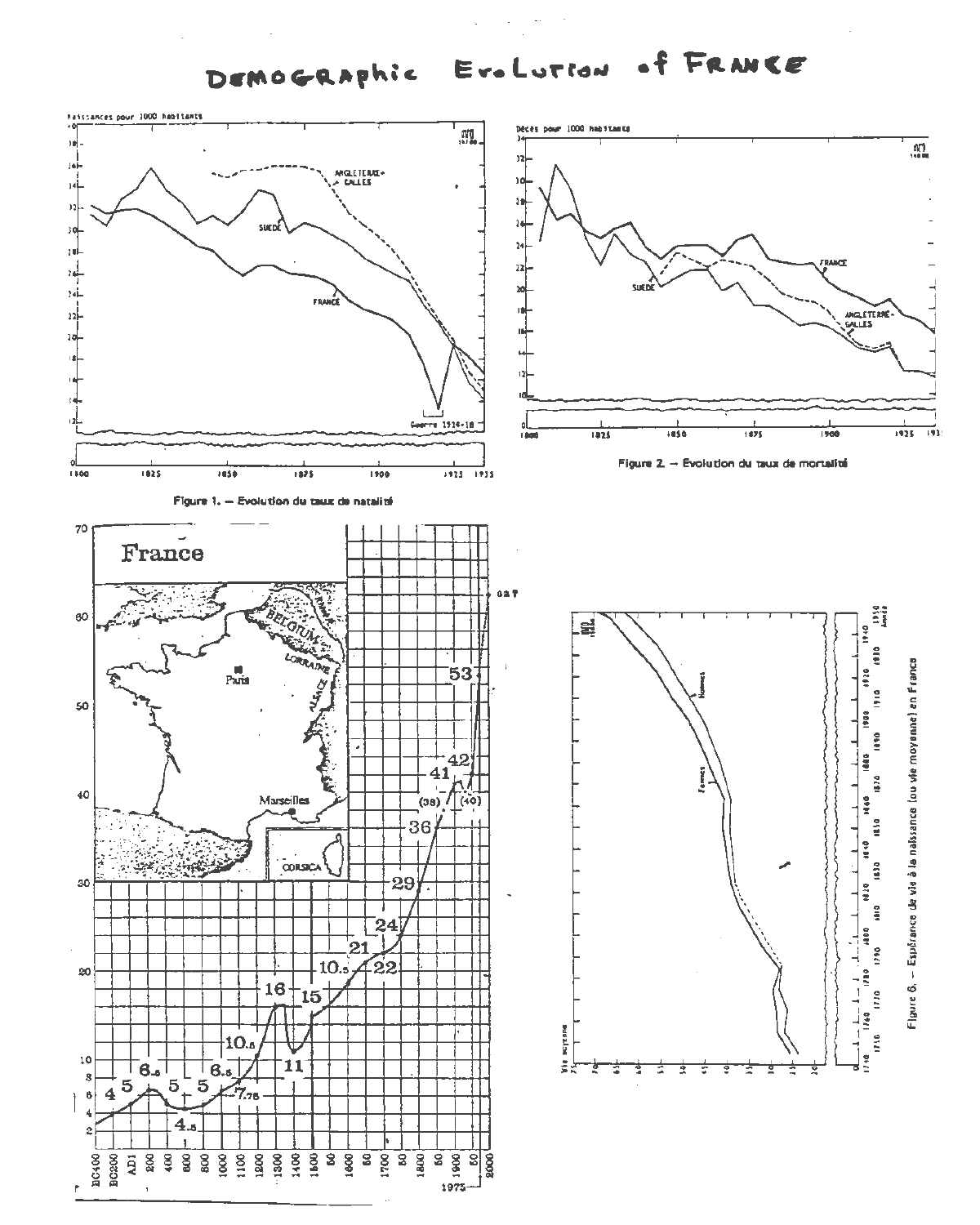# Demographic Evolution of France

Naissances pour 1000 habitants

ANGLETERRE + GALLES

SUEDE

FRANCE

Guerre 1914-18

1800 1825 1850 1875 1900 1925 1935

Figure 1. – Evolution du taux de natalité

Décès pour 1000 habitants

FRANCE

SUEDE

ANGLETERRE + GALLES

1800 1825 1850 1875 1900 1925 1935

Figure 2. – Evolution du taux de mortalité

France

BELGIUM

Paris

LORRAINE

ALSACE

Marseilles

CORSICA

4 5 6.5 5 4.5 5 6.5 7.75 10.5 16 11 15 10.5 21 22 24 29 36 (38) 41 42 (40) 53

BC400 BC200 AD1 200 400 600 800 1000 1100 1200 1300 1400 1500 1600 1700 1800 1900 1975 2000

Hommes

Femmes

Vie moyenne

Figure 6. – Espérance de vie à la naissance (ou vie moyenne) en France